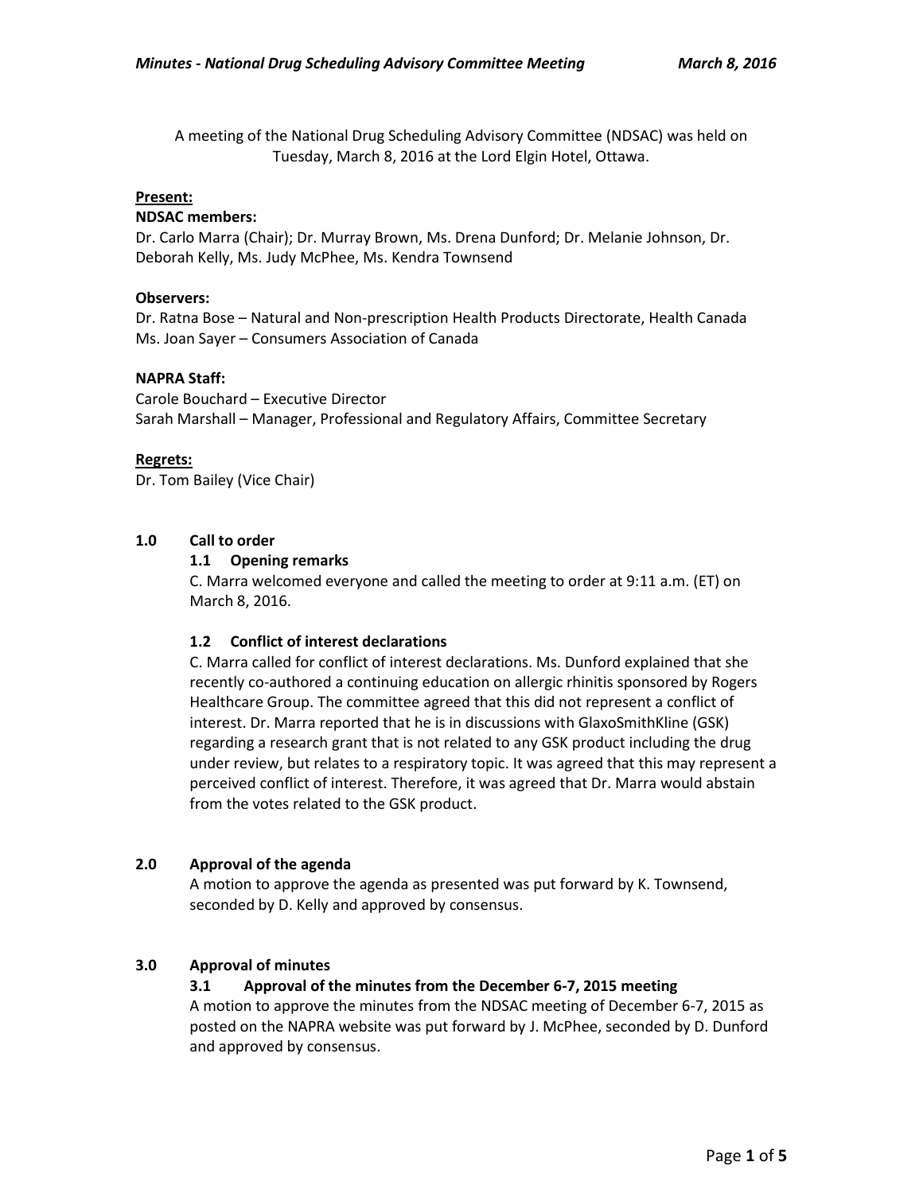A meeting of the National Drug Scheduling Advisory Committee (NDSAC) was held on Tuesday, March 8, 2016 at the Lord Elgin Hotel, Ottawa.

**Present:**

**NDSAC members:**
Dr. Carlo Marra (Chair); Dr. Murray Brown, Ms. Drena Dunford; Dr. Melanie Johnson, Dr. Deborah Kelly, Ms. Judy McPhee, Ms. Kendra Townsend

**Observers:**
Dr. Ratna Bose – Natural and Non-prescription Health Products Directorate, Health Canada
Ms. Joan Sayer – Consumers Association of Canada

**NAPRA Staff:**
Carole Bouchard – Executive Director
Sarah Marshall – Manager, Professional and Regulatory Affairs, Committee Secretary

**Regrets:**
Dr. Tom Bailey (Vice Chair)

## 1.0 Call to order

### 1.1 Opening remarks

C. Marra welcomed everyone and called the meeting to order at 9:11 a.m. (ET) on March 8, 2016.

### 1.2 Conflict of interest declarations

C. Marra called for conflict of interest declarations. Ms. Dunford explained that she recently co-authored a continuing education on allergic rhinitis sponsored by Rogers Healthcare Group. The committee agreed that this did not represent a conflict of interest. Dr. Marra reported that he is in discussions with GlaxoSmithKline (GSK) regarding a research grant that is not related to any GSK product including the drug under review, but relates to a respiratory topic. It was agreed that this may represent a perceived conflict of interest. Therefore, it was agreed that Dr. Marra would abstain from the votes related to the GSK product.

## 2.0 Approval of the agenda

A motion to approve the agenda as presented was put forward by K. Townsend, seconded by D. Kelly and approved by consensus.

## 3.0 Approval of minutes

### 3.1 Approval of the minutes from the December 6-7, 2015 meeting

A motion to approve the minutes from the NDSAC meeting of December 6-7, 2015 as posted on the NAPRA website was put forward by J. McPhee, seconded by D. Dunford and approved by consensus.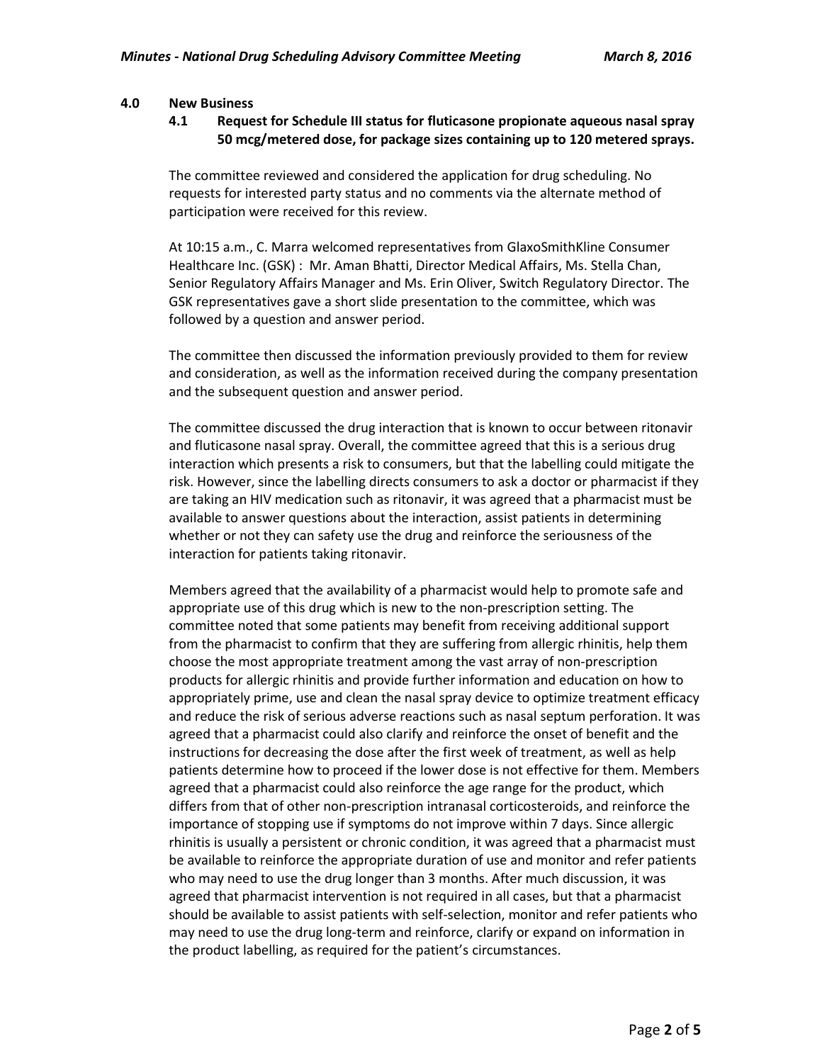## 4.0 New Business

### 4.1 Request for Schedule III status for fluticasone propionate aqueous nasal spray 50 mcg/metered dose, for package sizes containing up to 120 metered sprays.

The committee reviewed and considered the application for drug scheduling. No requests for interested party status and no comments via the alternate method of participation were received for this review.

At 10:15 a.m., C. Marra welcomed representatives from GlaxoSmithKline Consumer Healthcare Inc. (GSK) : Mr. Aman Bhatti, Director Medical Affairs, Ms. Stella Chan, Senior Regulatory Affairs Manager and Ms. Erin Oliver, Switch Regulatory Director. The GSK representatives gave a short slide presentation to the committee, which was followed by a question and answer period.

The committee then discussed the information previously provided to them for review and consideration, as well as the information received during the company presentation and the subsequent question and answer period.

The committee discussed the drug interaction that is known to occur between ritonavir and fluticasone nasal spray. Overall, the committee agreed that this is a serious drug interaction which presents a risk to consumers, but that the labelling could mitigate the risk. However, since the labelling directs consumers to ask a doctor or pharmacist if they are taking an HIV medication such as ritonavir, it was agreed that a pharmacist must be available to answer questions about the interaction, assist patients in determining whether or not they can safety use the drug and reinforce the seriousness of the interaction for patients taking ritonavir.

Members agreed that the availability of a pharmacist would help to promote safe and appropriate use of this drug which is new to the non-prescription setting. The committee noted that some patients may benefit from receiving additional support from the pharmacist to confirm that they are suffering from allergic rhinitis, help them choose the most appropriate treatment among the vast array of non-prescription products for allergic rhinitis and provide further information and education on how to appropriately prime, use and clean the nasal spray device to optimize treatment efficacy and reduce the risk of serious adverse reactions such as nasal septum perforation. It was agreed that a pharmacist could also clarify and reinforce the onset of benefit and the instructions for decreasing the dose after the first week of treatment, as well as help patients determine how to proceed if the lower dose is not effective for them. Members agreed that a pharmacist could also reinforce the age range for the product, which differs from that of other non-prescription intranasal corticosteroids, and reinforce the importance of stopping use if symptoms do not improve within 7 days. Since allergic rhinitis is usually a persistent or chronic condition, it was agreed that a pharmacist must be available to reinforce the appropriate duration of use and monitor and refer patients who may need to use the drug longer than 3 months. After much discussion, it was agreed that pharmacist intervention is not required in all cases, but that a pharmacist should be available to assist patients with self-selection, monitor and refer patients who may need to use the drug long-term and reinforce, clarify or expand on information in the product labelling, as required for the patient's circumstances.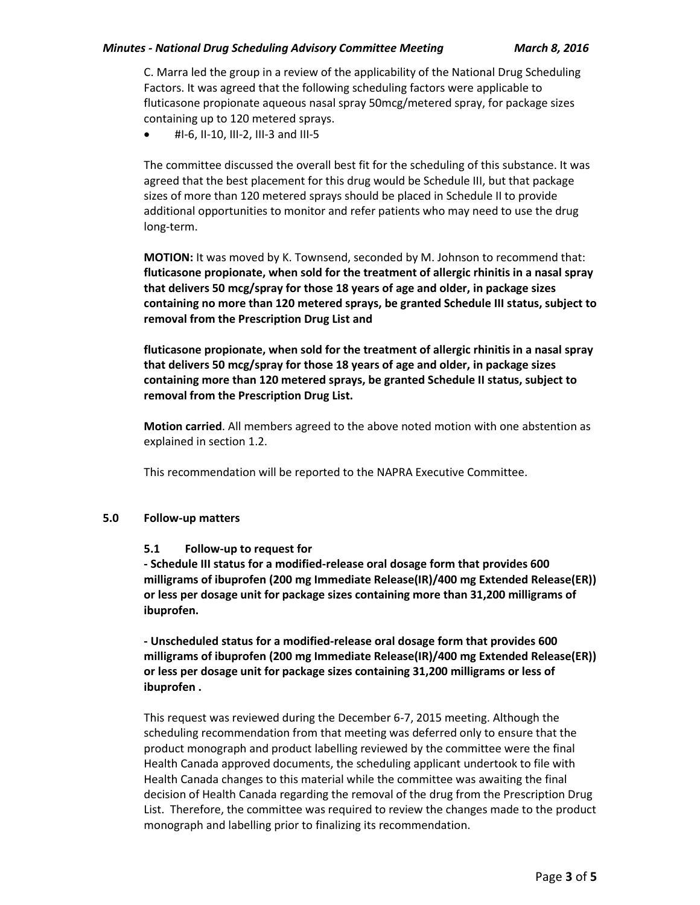C. Marra led the group in a review of the applicability of the National Drug Scheduling Factors. It was agreed that the following scheduling factors were applicable to fluticasone propionate aqueous nasal spray 50mcg/metered spray, for package sizes containing up to 120 metered sprays.

- #I-6, II-10, III-2, III-3 and III-5

The committee discussed the overall best fit for the scheduling of this substance. It was agreed that the best placement for this drug would be Schedule III, but that package sizes of more than 120 metered sprays should be placed in Schedule II to provide additional opportunities to monitor and refer patients who may need to use the drug long-term.

**MOTION:** It was moved by K. Townsend, seconded by M. Johnson to recommend that: **fluticasone propionate, when sold for the treatment of allergic rhinitis in a nasal spray that delivers 50 mcg/spray for those 18 years of age and older, in package sizes containing no more than 120 metered sprays, be granted Schedule III status, subject to removal from the Prescription Drug List and**

**fluticasone propionate, when sold for the treatment of allergic rhinitis in a nasal spray that delivers 50 mcg/spray for those 18 years of age and older, in package sizes containing more than 120 metered sprays, be granted Schedule II status, subject to removal from the Prescription Drug List.**

**Motion carried**. All members agreed to the above noted motion with one abstention as explained in section 1.2.

This recommendation will be reported to the NAPRA Executive Committee.

## 5.0 Follow-up matters

### 5.1 Follow-up to request for

**- Schedule III status for a modified-release oral dosage form that provides 600 milligrams of ibuprofen (200 mg Immediate Release(IR)/400 mg Extended Release(ER)) or less per dosage unit for package sizes containing more than 31,200 milligrams of ibuprofen.**

**- Unscheduled status for a modified-release oral dosage form that provides 600 milligrams of ibuprofen (200 mg Immediate Release(IR)/400 mg Extended Release(ER)) or less per dosage unit for package sizes containing 31,200 milligrams or less of ibuprofen .**

This request was reviewed during the December 6-7, 2015 meeting. Although the scheduling recommendation from that meeting was deferred only to ensure that the product monograph and product labelling reviewed by the committee were the final Health Canada approved documents, the scheduling applicant undertook to file with Health Canada changes to this material while the committee was awaiting the final decision of Health Canada regarding the removal of the drug from the Prescription Drug List. Therefore, the committee was required to review the changes made to the product monograph and labelling prior to finalizing its recommendation.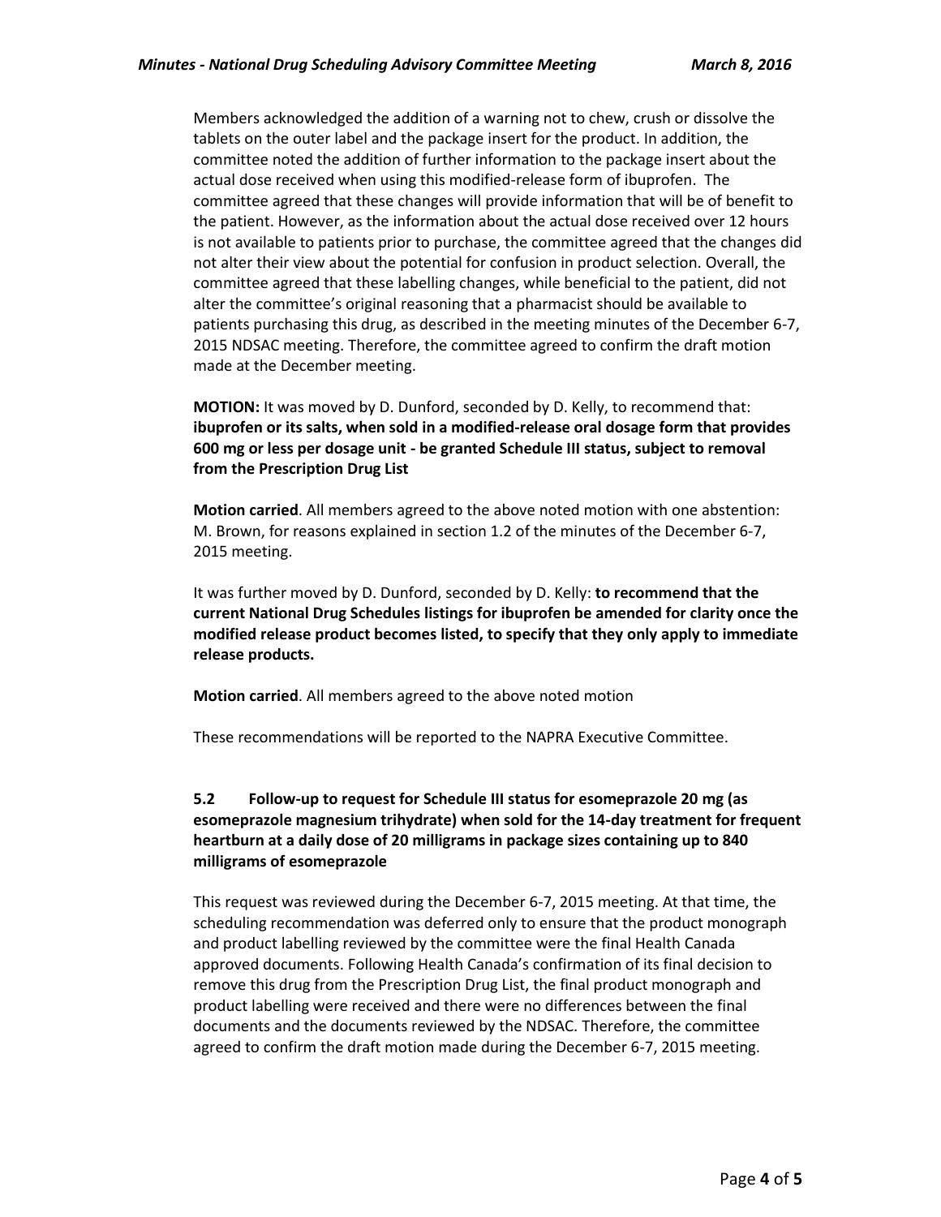Members acknowledged the addition of a warning not to chew, crush or dissolve the tablets on the outer label and the package insert for the product. In addition, the committee noted the addition of further information to the package insert about the actual dose received when using this modified-release form of ibuprofen. The committee agreed that these changes will provide information that will be of benefit to the patient. However, as the information about the actual dose received over 12 hours is not available to patients prior to purchase, the committee agreed that the changes did not alter their view about the potential for confusion in product selection. Overall, the committee agreed that these labelling changes, while beneficial to the patient, did not alter the committee's original reasoning that a pharmacist should be available to patients purchasing this drug, as described in the meeting minutes of the December 6-7, 2015 NDSAC meeting. Therefore, the committee agreed to confirm the draft motion made at the December meeting.

**MOTION:** It was moved by D. Dunford, seconded by D. Kelly, to recommend that: **ibuprofen or its salts, when sold in a modified-release oral dosage form that provides 600 mg or less per dosage unit - be granted Schedule III status, subject to removal from the Prescription Drug List**

**Motion carried**. All members agreed to the above noted motion with one abstention: M. Brown, for reasons explained in section 1.2 of the minutes of the December 6-7, 2015 meeting.

It was further moved by D. Dunford, seconded by D. Kelly: **to recommend that the current National Drug Schedules listings for ibuprofen be amended for clarity once the modified release product becomes listed, to specify that they only apply to immediate release products.**

**Motion carried**. All members agreed to the above noted motion

These recommendations will be reported to the NAPRA Executive Committee.

### 5.2 Follow-up to request for Schedule III status for esomeprazole 20 mg (as esomeprazole magnesium trihydrate) when sold for the 14-day treatment for frequent heartburn at a daily dose of 20 milligrams in package sizes containing up to 840 milligrams of esomeprazole

This request was reviewed during the December 6-7, 2015 meeting. At that time, the scheduling recommendation was deferred only to ensure that the product monograph and product labelling reviewed by the committee were the final Health Canada approved documents. Following Health Canada's confirmation of its final decision to remove this drug from the Prescription Drug List, the final product monograph and product labelling were received and there were no differences between the final documents and the documents reviewed by the NDSAC. Therefore, the committee agreed to confirm the draft motion made during the December 6-7, 2015 meeting.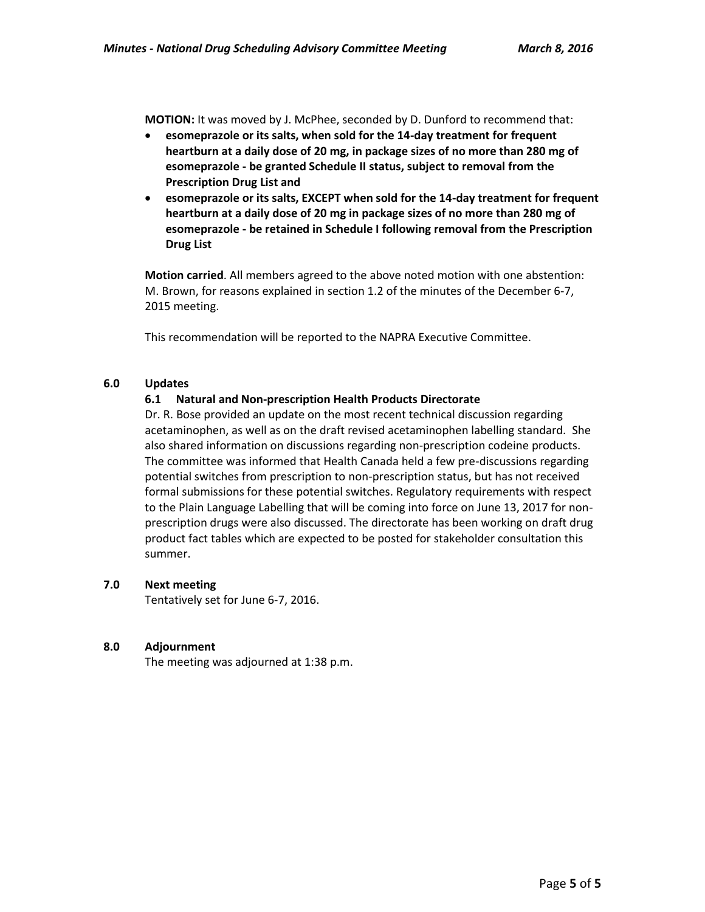**MOTION:** It was moved by J. McPhee, seconded by D. Dunford to recommend that:

- **esomeprazole or its salts, when sold for the 14-day treatment for frequent heartburn at a daily dose of 20 mg, in package sizes of no more than 280 mg of esomeprazole - be granted Schedule II status, subject to removal from the Prescription Drug List and**
- **esomeprazole or its salts, EXCEPT when sold for the 14-day treatment for frequent heartburn at a daily dose of 20 mg in package sizes of no more than 280 mg of esomeprazole - be retained in Schedule I following removal from the Prescription Drug List**

**Motion carried**. All members agreed to the above noted motion with one abstention: M. Brown, for reasons explained in section 1.2 of the minutes of the December 6-7, 2015 meeting.

This recommendation will be reported to the NAPRA Executive Committee.

## 6.0 Updates

### 6.1 Natural and Non-prescription Health Products Directorate

Dr. R. Bose provided an update on the most recent technical discussion regarding acetaminophen, as well as on the draft revised acetaminophen labelling standard. She also shared information on discussions regarding non-prescription codeine products. The committee was informed that Health Canada held a few pre-discussions regarding potential switches from prescription to non-prescription status, but has not received formal submissions for these potential switches. Regulatory requirements with respect to the Plain Language Labelling that will be coming into force on June 13, 2017 for non-prescription drugs were also discussed. The directorate has been working on draft drug product fact tables which are expected to be posted for stakeholder consultation this summer.

## 7.0 Next meeting

Tentatively set for June 6-7, 2016.

## 8.0 Adjournment

The meeting was adjourned at 1:38 p.m.